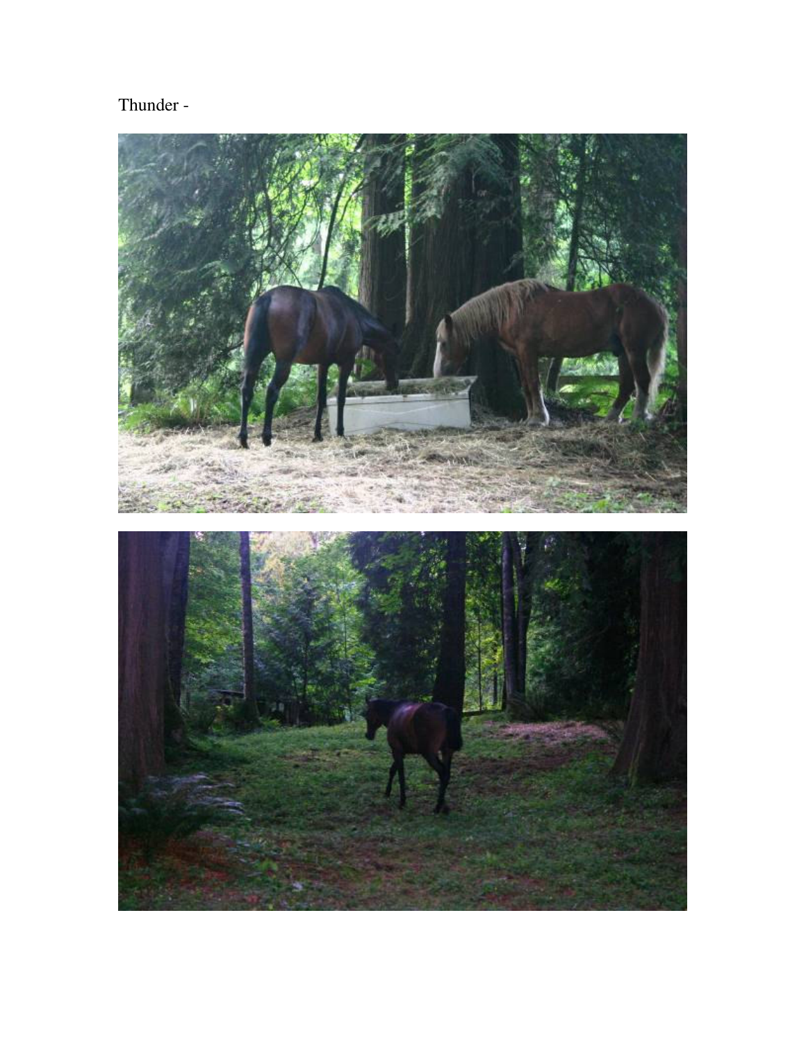Thunder -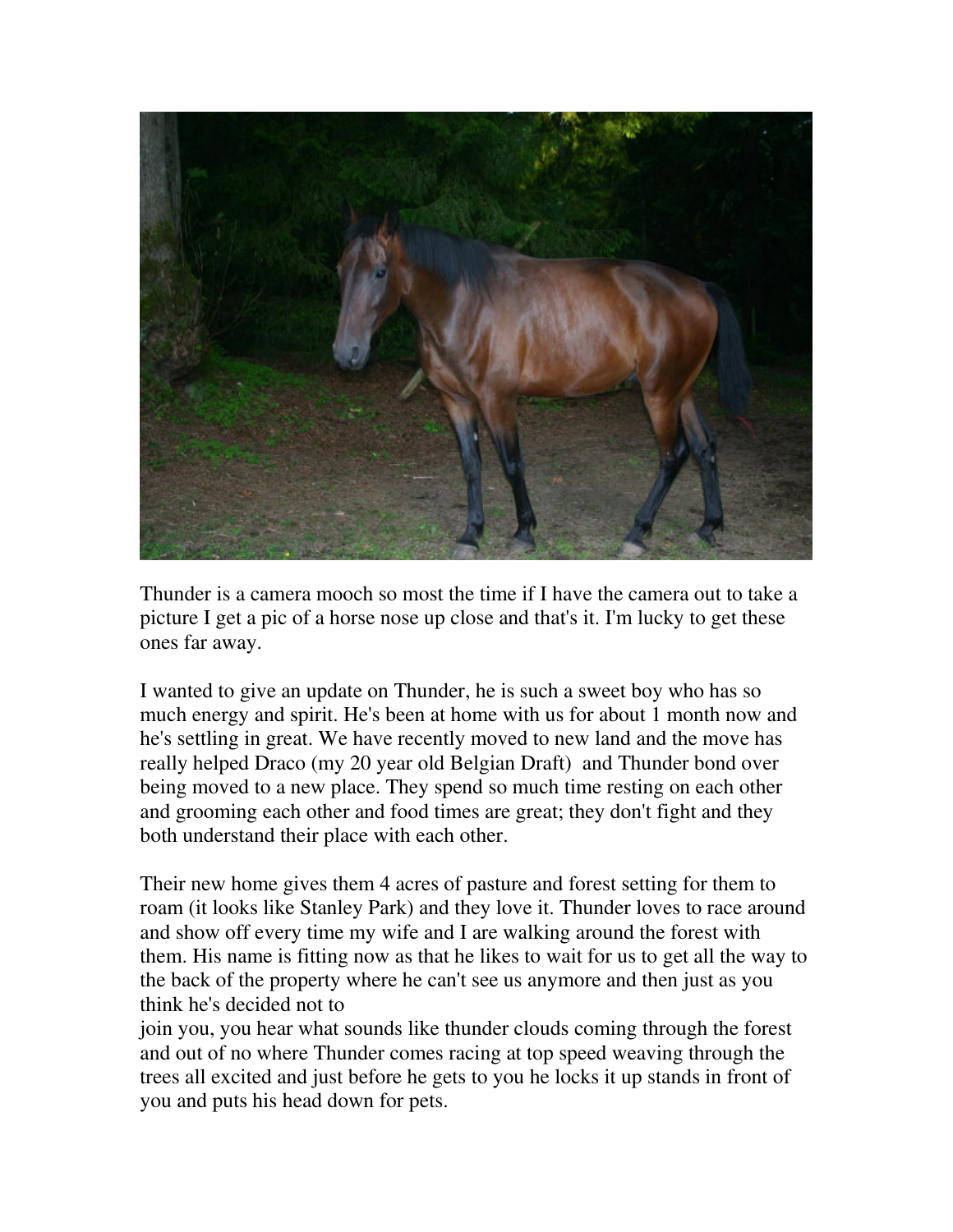Thunder is a camera mooch so most the time if I have the camera out to take a picture I get a pic of a horse nose up close and that's it. I'm lucky to get these ones far away.

I wanted to give an update on Thunder, he is such a sweet boy who has so much energy and spirit. He's been at home with us for about 1 month now and he's settling in great. We have recently moved to new land and the move has really helped Draco (my 20 year old Belgian Draft) and Thunder bond over being moved to a new place. They spend so much time resting on each other and grooming each other and food times are great; they don't fight and they both understand their place with each other.

Their new home gives them 4 acres of pasture and forest setting for them to roam (it looks like Stanley Park) and they love it. Thunder loves to race around and show off every time my wife and I are walking around the forest with them. His name is fitting now as that he likes to wait for us to get all the way to the back of the property where he can't see us anymore and then just as you think he's decided not to join you, you hear what sounds like thunder clouds coming through the forest and out of no where Thunder comes racing at top speed weaving through the trees all excited and just before he gets to you he locks it up stands in front of you and puts his head down for pets.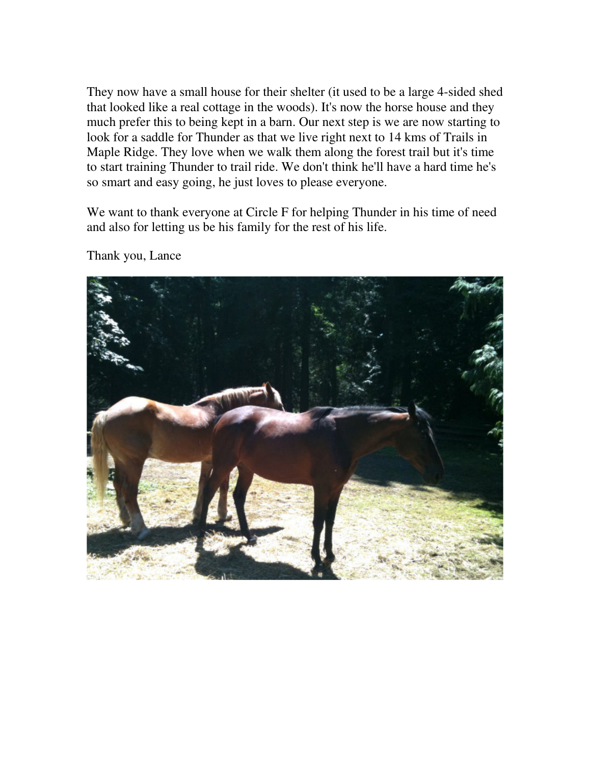They now have a small house for their shelter (it used to be a large 4-sided shed that looked like a real cottage in the woods). It's now the horse house and they much prefer this to being kept in a barn. Our next step is we are now starting to look for a saddle for Thunder as that we live right next to 14 kms of Trails in Maple Ridge. They love when we walk them along the forest trail but it's time to start training Thunder to trail ride. We don't think he'll have a hard time he's so smart and easy going, he just loves to please everyone.

We want to thank everyone at Circle F for helping Thunder in his time of need and also for letting us be his family for the rest of his life.

Thank you, Lance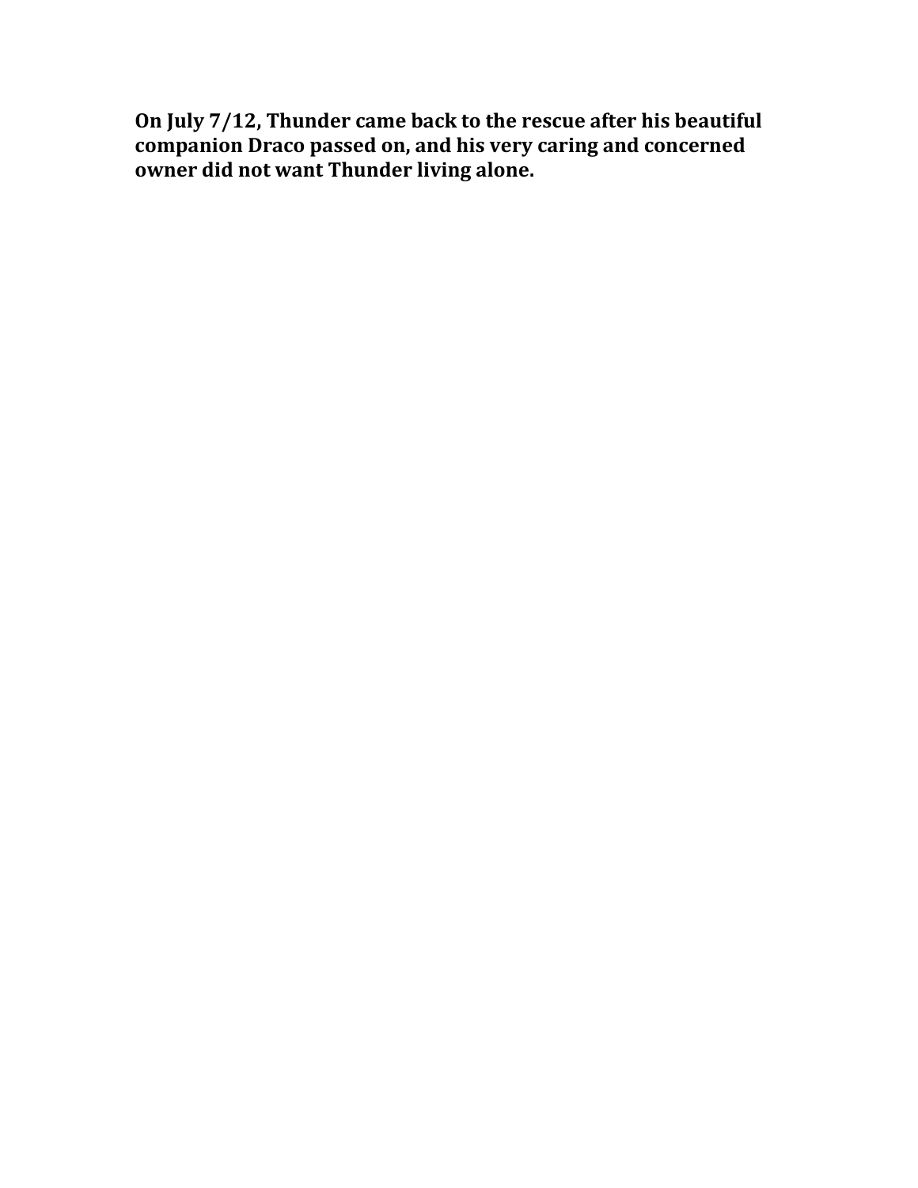**On July 7/12, Thunder came back to the rescue after his beautiful companion Draco passed on, and his very caring and concerned owner did not want Thunder living alone.**